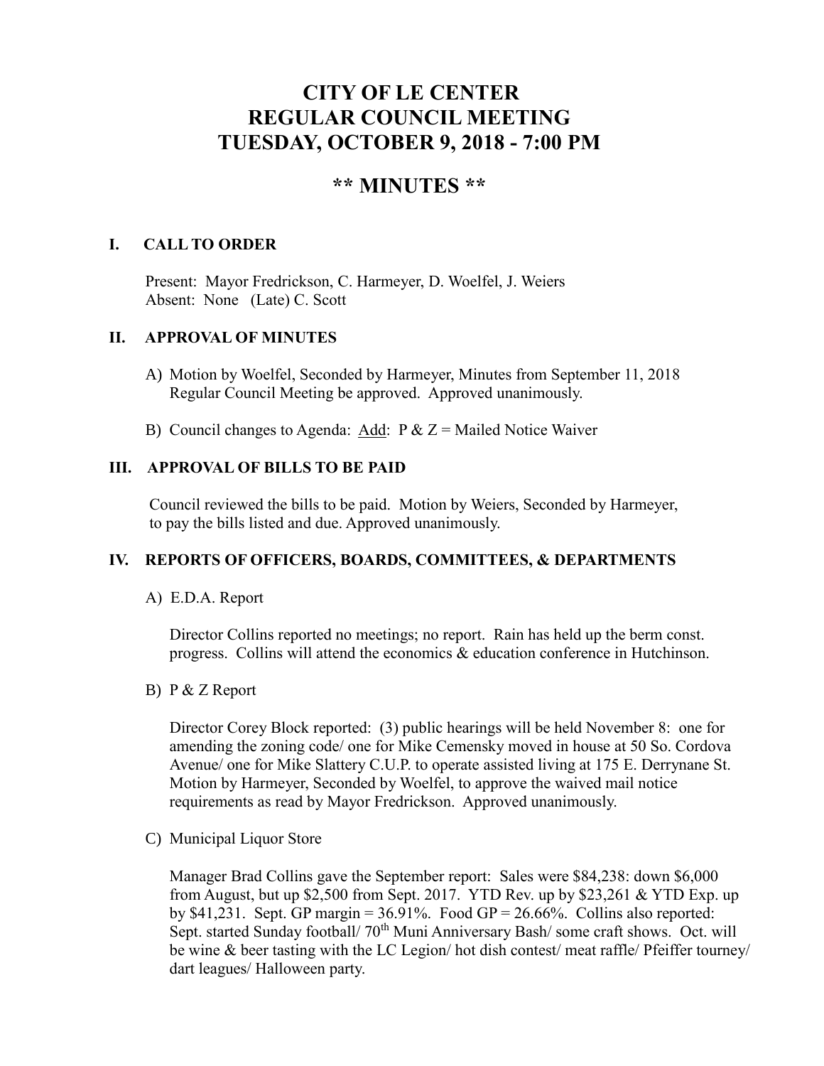# CITY OF LE CENTER
# REGULAR COUNCIL MEETING
# TUESDAY, OCTOBER 9, 2018 - 7:00 PM

## ** MINUTES **

### I. CALL TO ORDER

Present: Mayor Fredrickson, C. Harmeyer, D. Woelfel, J. Weiers
Absent: None (Late) C. Scott

### II. APPROVAL OF MINUTES

A) Motion by Woelfel, Seconded by Harmeyer, Minutes from September 11, 2018 Regular Council Meeting be approved. Approved unanimously.

B) Council changes to Agenda: Add: P & Z = Mailed Notice Waiver

### III. APPROVAL OF BILLS TO BE PAID

Council reviewed the bills to be paid. Motion by Weiers, Seconded by Harmeyer, to pay the bills listed and due. Approved unanimously.

### IV. REPORTS OF OFFICERS, BOARDS, COMMITTEES, & DEPARTMENTS

A) E.D.A. Report

Director Collins reported no meetings; no report. Rain has held up the berm const. progress. Collins will attend the economics & education conference in Hutchinson.

B) P & Z Report

Director Corey Block reported: (3) public hearings will be held November 8: one for amending the zoning code/ one for Mike Cemensky moved in house at 50 So. Cordova Avenue/ one for Mike Slattery C.U.P. to operate assisted living at 175 E. Derrynane St. Motion by Harmeyer, Seconded by Woelfel, to approve the waived mail notice requirements as read by Mayor Fredrickson. Approved unanimously.

C) Municipal Liquor Store

Manager Brad Collins gave the September report: Sales were $84,238: down $6,000 from August, but up $2,500 from Sept. 2017. YTD Rev. up by $23,261 & YTD Exp. up by $41,231. Sept. GP margin = 36.91%. Food GP = 26.66%. Collins also reported: Sept. started Sunday football/ 70th Muni Anniversary Bash/ some craft shows. Oct. will be wine & beer tasting with the LC Legion/ hot dish contest/ meat raffle/ Pfeiffer tourney/ dart leagues/ Halloween party.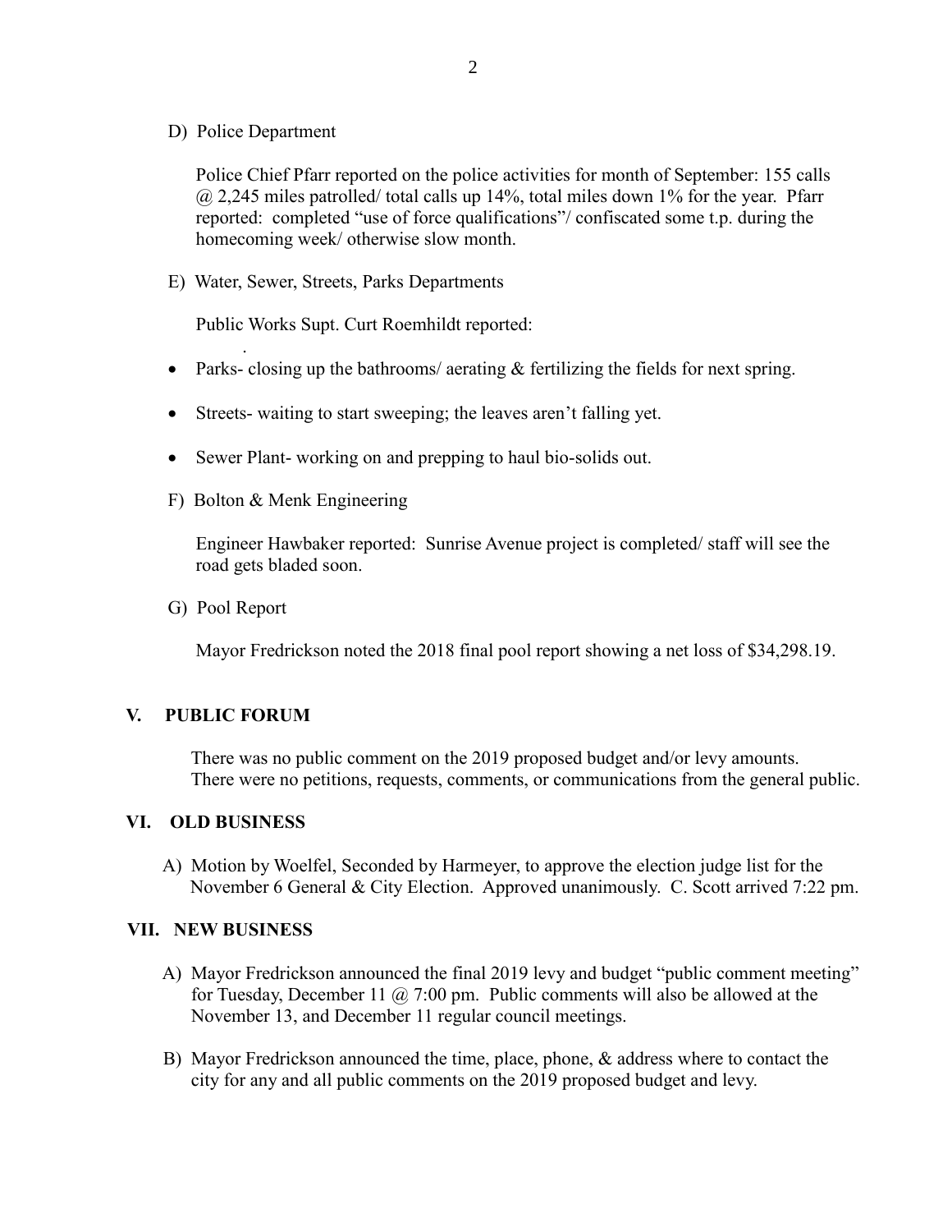D) Police Department

Police Chief Pfarr reported on the police activities for month of September: 155 calls @ 2,245 miles patrolled/ total calls up 14%, total miles down 1% for the year. Pfarr reported: completed "use of force qualifications"/ confiscated some t.p. during the homecoming week/ otherwise slow month.

E) Water, Sewer, Streets, Parks Departments

Public Works Supt. Curt Roemhildt reported:

- Parks- closing up the bathrooms/ aerating & fertilizing the fields for next spring.
- Streets- waiting to start sweeping; the leaves aren't falling yet.
- Sewer Plant- working on and prepping to haul bio-solids out.

F) Bolton & Menk Engineering

Engineer Hawbaker reported: Sunrise Avenue project is completed/ staff will see the road gets bladed soon.

G) Pool Report

Mayor Fredrickson noted the 2018 final pool report showing a net loss of $34,298.19.

## V. PUBLIC FORUM

There was no public comment on the 2019 proposed budget and/or levy amounts. There were no petitions, requests, comments, or communications from the general public.

## VI. OLD BUSINESS

A) Motion by Woelfel, Seconded by Harmeyer, to approve the election judge list for the November 6 General & City Election. Approved unanimously. C. Scott arrived 7:22 pm.

## VII. NEW BUSINESS

A) Mayor Fredrickson announced the final 2019 levy and budget "public comment meeting" for Tuesday, December 11 @ 7:00 pm. Public comments will also be allowed at the November 13, and December 11 regular council meetings.

B) Mayor Fredrickson announced the time, place, phone, & address where to contact the city for any and all public comments on the 2019 proposed budget and levy.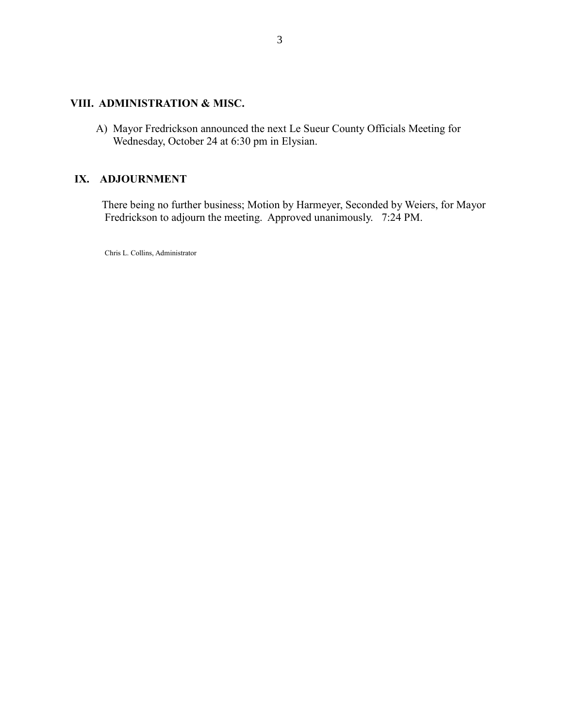## VIII. ADMINISTRATION & MISC.

A) Mayor Fredrickson announced the next Le Sueur County Officials Meeting for Wednesday, October 24 at 6:30 pm in Elysian.

## IX. ADJOURNMENT

There being no further business; Motion by Harmeyer, Seconded by Weiers, for Mayor Fredrickson to adjourn the meeting. Approved unanimously. 7:24 PM.

Chris L. Collins, Administrator